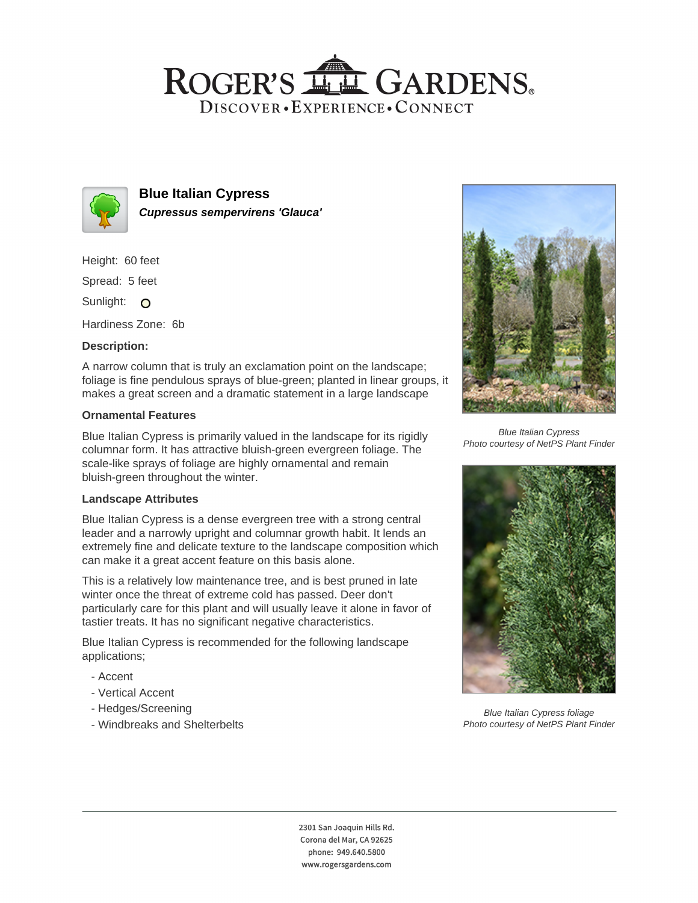# ROGER'S GARDENS

DISCOVER • EXPERIENCE • CONNECT

## Blue Italian Cypress

***Cupressus sempervirens 'Glauca'***

Height: 60 feet

Spread: 5 feet

Sunlight: 

Hardiness Zone: 6b

### Description:

A narrow column that is truly an exclamation point on the landscape; foliage is fine pendulous sprays of blue-green; planted in linear groups, it makes a great screen and a dramatic statement in a large landscape

### Ornamental Features

Blue Italian Cypress is primarily valued in the landscape for its rigidly columnar form. It has attractive bluish-green evergreen foliage. The scale-like sprays of foliage are highly ornamental and remain bluish-green throughout the winter.

### Landscape Attributes

Blue Italian Cypress is a dense evergreen tree with a strong central leader and a narrowly upright and columnar growth habit. It lends an extremely fine and delicate texture to the landscape composition which can make it a great accent feature on this basis alone.

This is a relatively low maintenance tree, and is best pruned in late winter once the threat of extreme cold has passed. Deer don't particularly care for this plant and will usually leave it alone in favor of tastier treats. It has no significant negative characteristics.

Blue Italian Cypress is recommended for the following landscape applications;

- Accent
- Vertical Accent
- Hedges/Screening
- Windbreaks and Shelterbelts

*Blue Italian Cypress*
*Photo courtesy of NetPS Plant Finder*

*Blue Italian Cypress foliage*
*Photo courtesy of NetPS Plant Finder*

2301 San Joaquin Hills Rd.
Corona del Mar, CA 92625
phone: 949.640.5800
www.rogersgardens.com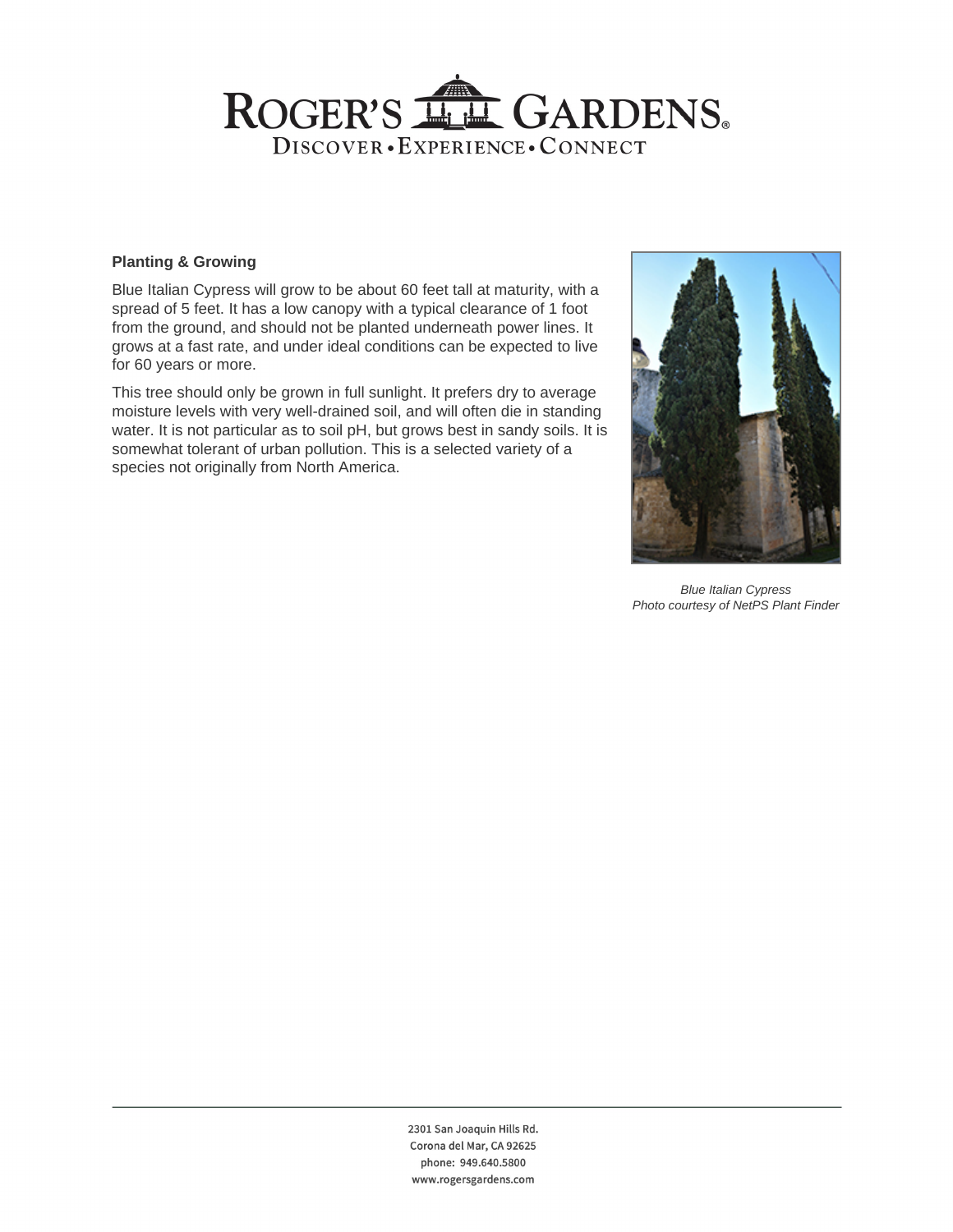### Planting & Growing

Blue Italian Cypress will grow to be about 60 feet tall at maturity, with a spread of 5 feet. It has a low canopy with a typical clearance of 1 foot from the ground, and should not be planted underneath power lines. It grows at a fast rate, and under ideal conditions can be expected to live for 60 years or more.

This tree should only be grown in full sunlight. It prefers dry to average moisture levels with very well-drained soil, and will often die in standing water. It is not particular as to soil pH, but grows best in sandy soils. It is somewhat tolerant of urban pollution. This is a selected variety of a species not originally from North America.

*Blue Italian Cypress*
*Photo courtesy of NetPS Plant Finder*